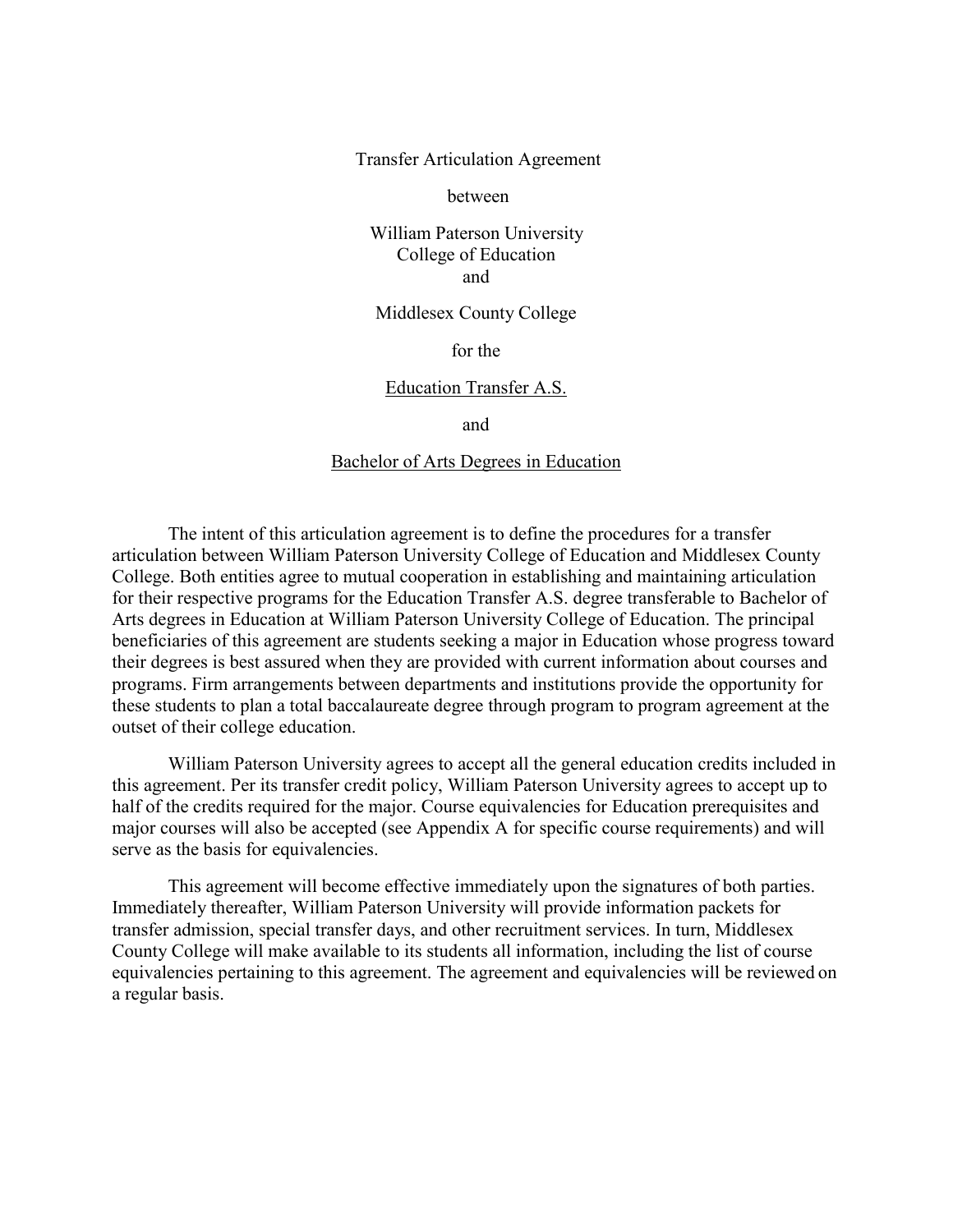Transfer Articulation Agreement

between

William Paterson University
College of Education
and

Middlesex County College

for the

Education Transfer A.S.

and

Bachelor of Arts Degrees in Education

The intent of this articulation agreement is to define the procedures for a transfer articulation between William Paterson University College of Education and Middlesex County College. Both entities agree to mutual cooperation in establishing and maintaining articulation for their respective programs for the Education Transfer A.S. degree transferable to Bachelor of Arts degrees in Education at William Paterson University College of Education. The principal beneficiaries of this agreement are students seeking a major in Education whose progress toward their degrees is best assured when they are provided with current information about courses and programs. Firm arrangements between departments and institutions provide the opportunity for these students to plan a total baccalaureate degree through program to program agreement at the outset of their college education.

William Paterson University agrees to accept all the general education credits included in this agreement. Per its transfer credit policy, William Paterson University agrees to accept up to half of the credits required for the major. Course equivalencies for Education prerequisites and major courses will also be accepted (see Appendix A for specific course requirements) and will serve as the basis for equivalencies.

This agreement will become effective immediately upon the signatures of both parties. Immediately thereafter, William Paterson University will provide information packets for transfer admission, special transfer days, and other recruitment services. In turn, Middlesex County College will make available to its students all information, including the list of course equivalencies pertaining to this agreement. The agreement and equivalencies will be reviewed on a regular basis.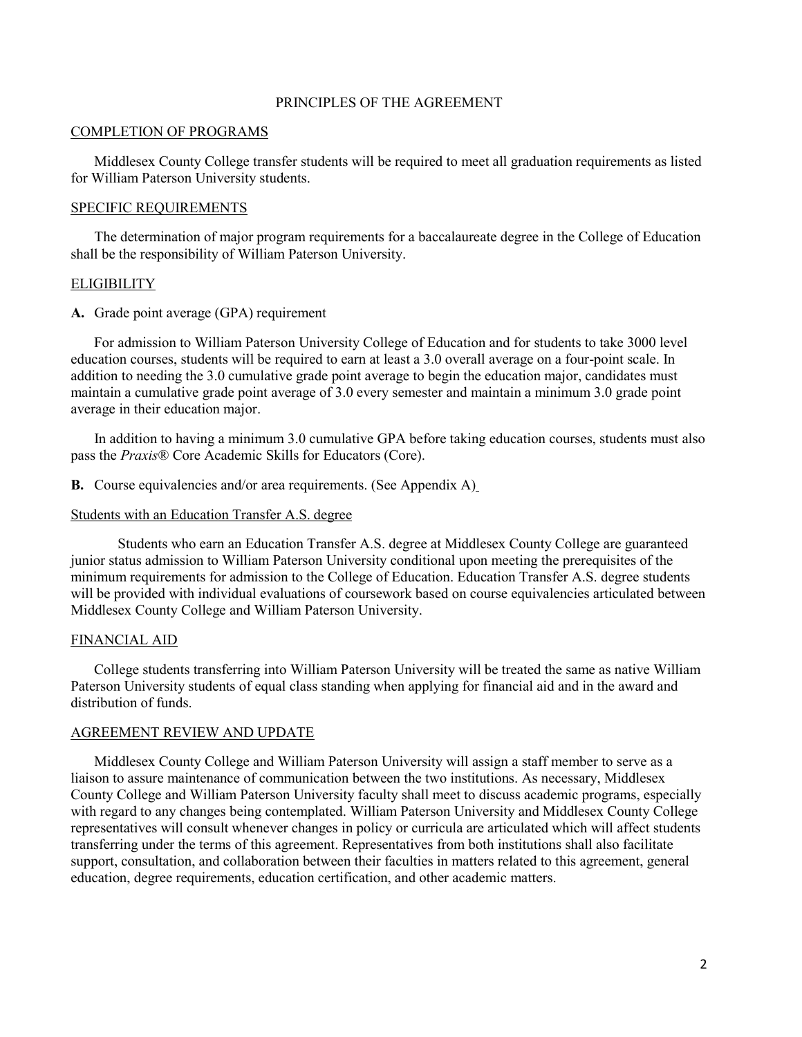## PRINCIPLES OF THE AGREEMENT

### COMPLETION OF PROGRAMS

Middlesex County College transfer students will be required to meet all graduation requirements as listed for William Paterson University students.

### SPECIFIC REQUIREMENTS

The determination of major program requirements for a baccalaureate degree in the College of Education shall be the responsibility of William Paterson University.

### ELIGIBILITY

**A.** Grade point average (GPA) requirement

For admission to William Paterson University College of Education and for students to take 3000 level education courses, students will be required to earn at least a 3.0 overall average on a four-point scale. In addition to needing the 3.0 cumulative grade point average to begin the education major, candidates must maintain a cumulative grade point average of 3.0 every semester and maintain a minimum 3.0 grade point average in their education major.

In addition to having a minimum 3.0 cumulative GPA before taking education courses, students must also pass the *Praxis*® Core Academic Skills for Educators (Core).

**B.** Course equivalencies and/or area requirements. (See Appendix A)

#### Students with an Education Transfer A.S. degree

Students who earn an Education Transfer A.S. degree at Middlesex County College are guaranteed junior status admission to William Paterson University conditional upon meeting the prerequisites of the minimum requirements for admission to the College of Education. Education Transfer A.S. degree students will be provided with individual evaluations of coursework based on course equivalencies articulated between Middlesex County College and William Paterson University.

### FINANCIAL AID

College students transferring into William Paterson University will be treated the same as native William Paterson University students of equal class standing when applying for financial aid and in the award and distribution of funds.

### AGREEMENT REVIEW AND UPDATE

Middlesex County College and William Paterson University will assign a staff member to serve as a liaison to assure maintenance of communication between the two institutions. As necessary, Middlesex County College and William Paterson University faculty shall meet to discuss academic programs, especially with regard to any changes being contemplated. William Paterson University and Middlesex County College representatives will consult whenever changes in policy or curricula are articulated which will affect students transferring under the terms of this agreement. Representatives from both institutions shall also facilitate support, consultation, and collaboration between their faculties in matters related to this agreement, general education, degree requirements, education certification, and other academic matters.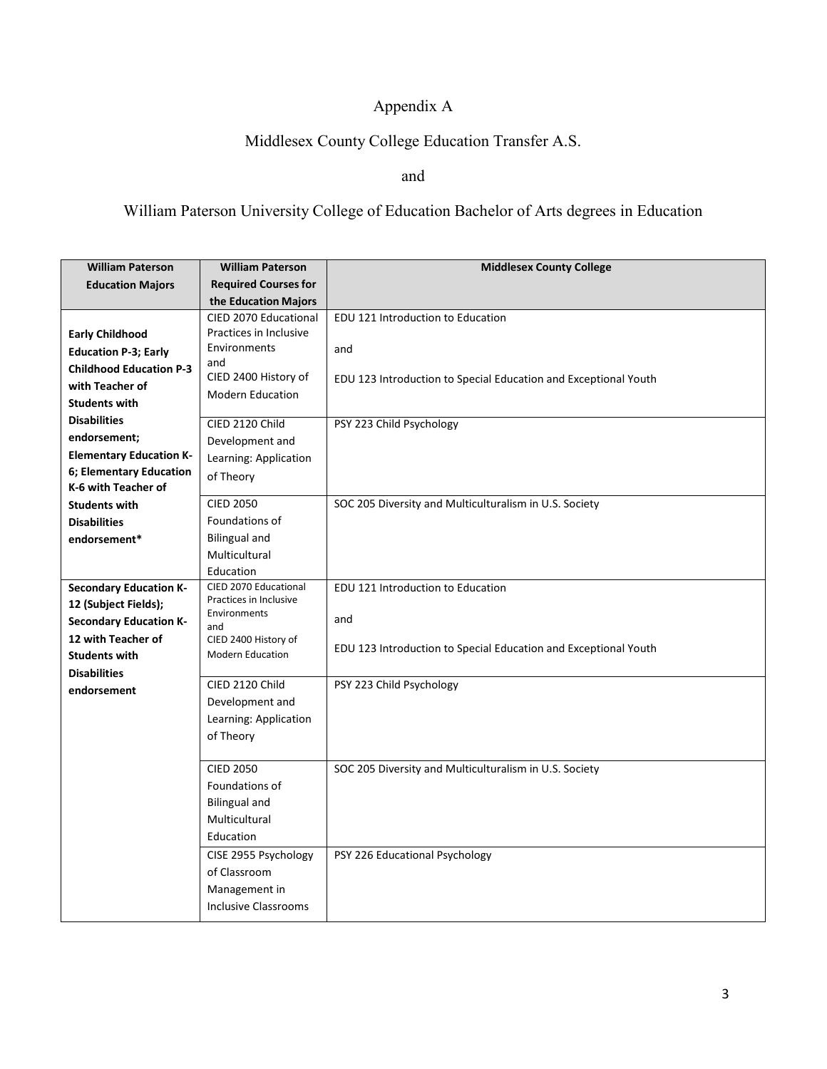# Appendix A

## Middlesex County College Education Transfer A.S.

and

## William Paterson University College of Education Bachelor of Arts degrees in Education

| William Paterson Education Majors | William Paterson Required Courses for the Education Majors | Middlesex County College |
|---|---|---|
| **Early Childhood Education P-3; Early Childhood Education P-3 with Teacher of Students with Disabilities endorsement; Elementary Education K-6; Elementary Education K-6 with Teacher of Students with Disabilities endorsement*** | CIED 2070 Educational Practices in Inclusive Environments and CIED 2400 History of Modern Education | EDU 121 Introduction to Education and EDU 123 Introduction to Special Education and Exceptional Youth |
| | CIED 2120 Child Development and Learning: Application of Theory | PSY 223 Child Psychology |
| | CIED 2050 Foundations of Bilingual and Multicultural Education | SOC 205 Diversity and Multiculturalism in U.S. Society |
| **Secondary Education K-12 (Subject Fields); Secondary Education K-12 with Teacher of Students with Disabilities endorsement** | CIED 2070 Educational Practices in Inclusive Environments and CIED 2400 History of Modern Education | EDU 121 Introduction to Education and EDU 123 Introduction to Special Education and Exceptional Youth |
| | CIED 2120 Child Development and Learning: Application of Theory | PSY 223 Child Psychology |
| | CIED 2050 Foundations of Bilingual and Multicultural Education | SOC 205 Diversity and Multiculturalism in U.S. Society |
| | CISE 2955 Psychology of Classroom Management in Inclusive Classrooms | PSY 226 Educational Psychology |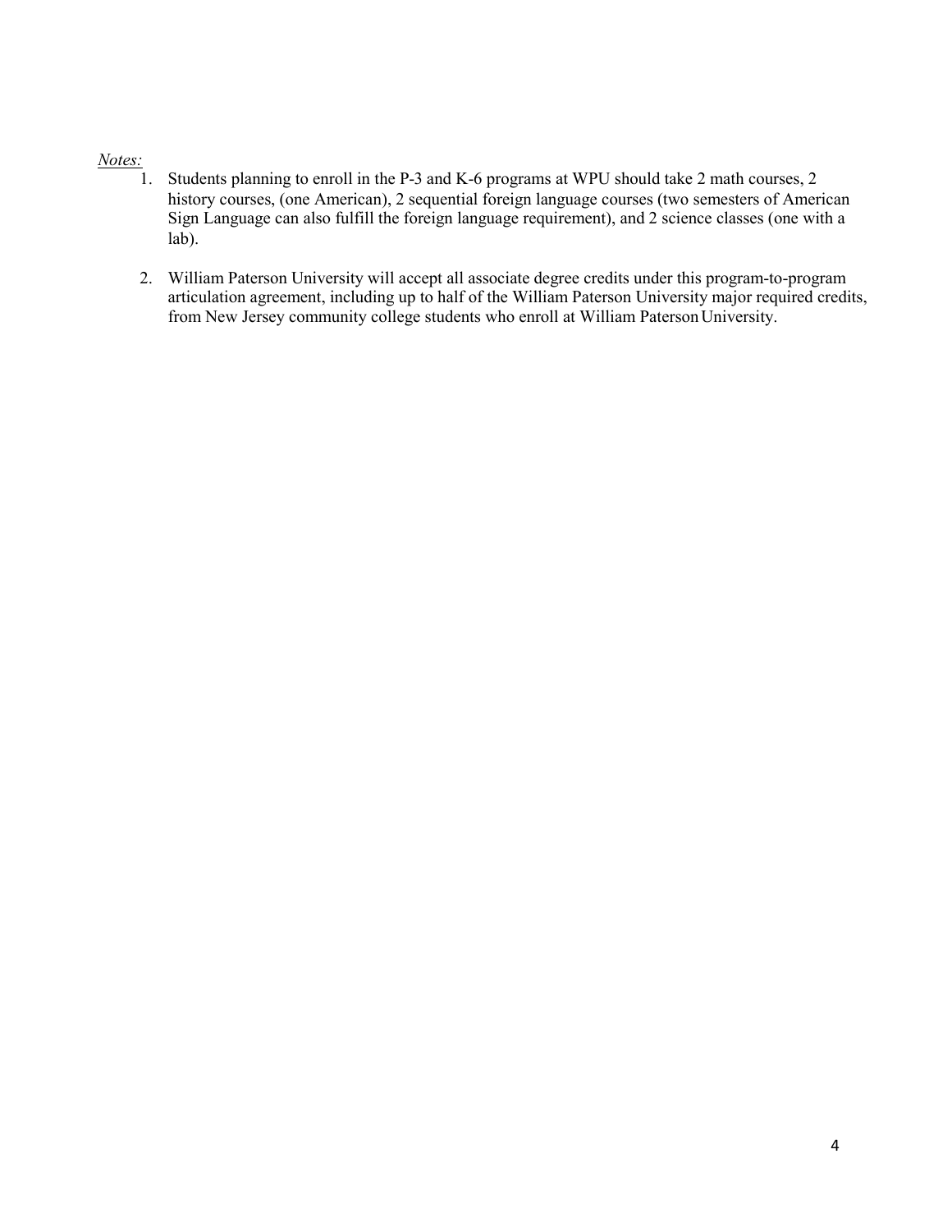*Notes:*

1. Students planning to enroll in the P-3 and K-6 programs at WPU should take 2 math courses, 2 history courses, (one American), 2 sequential foreign language courses (two semesters of American Sign Language can also fulfill the foreign language requirement), and 2 science classes (one with a lab).

2. William Paterson University will accept all associate degree credits under this program-to-program articulation agreement, including up to half of the William Paterson University major required credits, from New Jersey community college students who enroll at William Paterson University.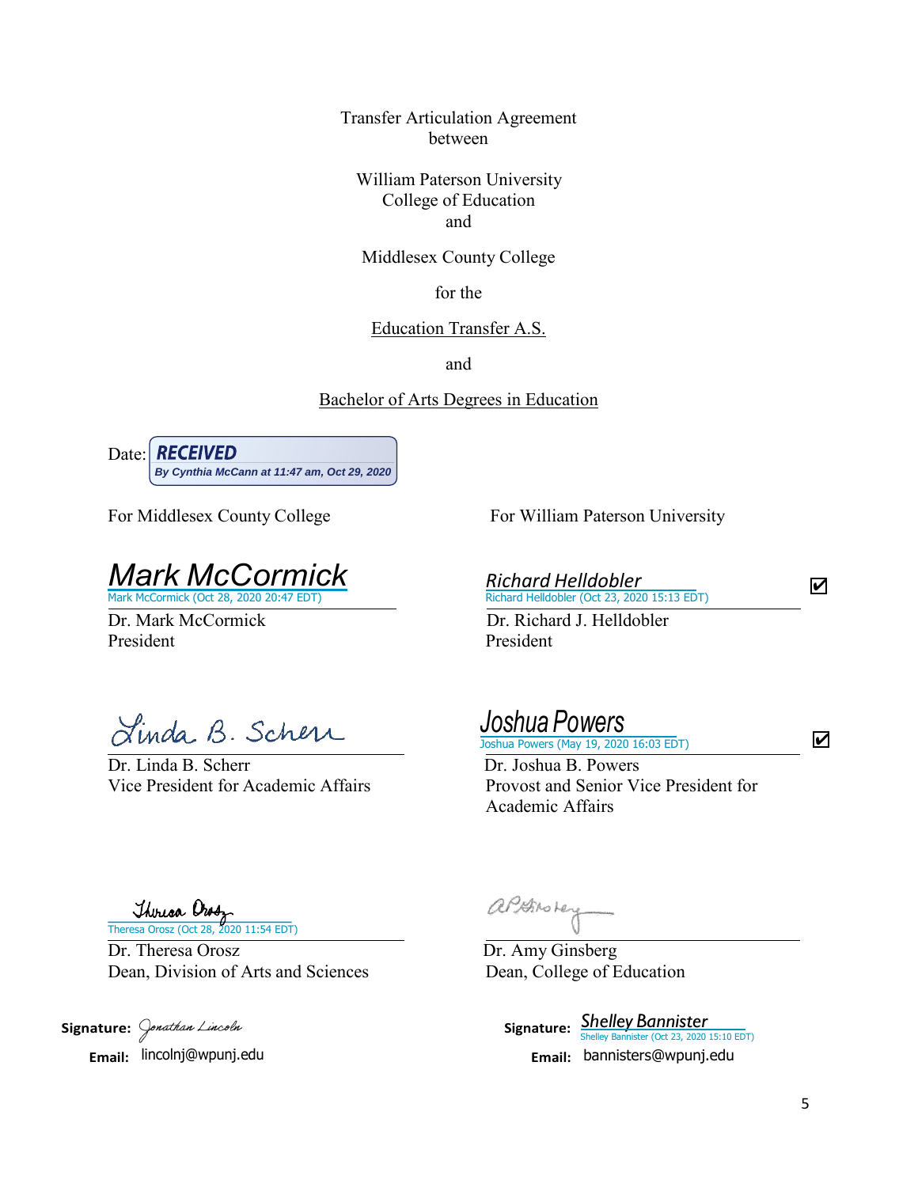Transfer Articulation Agreement
between

William Paterson University
College of Education
and

Middlesex County College

for the

Education Transfer A.S.

and

Bachelor of Arts Degrees in Education

Date: **RECEIVED**
*By Cynthia McCann at 11:47 am, Oct 29, 2020*

| For Middlesex County College | For William Paterson University |
| --- | --- |
| *Mark McCormick*<br>Mark McCormick (Oct 28, 2020 20:47 EDT) | *Richard Helldobler*<br>Richard Helldobler (Oct 23, 2020 15:13 EDT) ☑ |
| Dr. Mark McCormick<br>President | Dr. Richard J. Helldobler<br>President |
| *Linda B. Scherr* | *Joshua Powers*<br>Joshua Powers (May 19, 2020 16:03 EDT) ☑ |
| Dr. Linda B. Scherr<br>Vice President for Academic Affairs | Dr. Joshua B. Powers<br>Provost and Senior Vice President for Academic Affairs |
| *Theresa Orosz*<br>Theresa Orosz (Oct 28, 2020 11:54 EDT) | *AP Ginsberg* |
| Dr. Theresa Orosz<br>Dean, Division of Arts and Sciences | Dr. Amy Ginsberg<br>Dean, College of Education |
| **Signature:** *Jonathan Lincoln*<br>**Email:** lincolnj@wpunj.edu | **Signature:** *Shelley Bannister*<br>Shelley Bannister (Oct 23, 2020 15:10 EDT)<br>**Email:** bannisters@wpunj.edu |